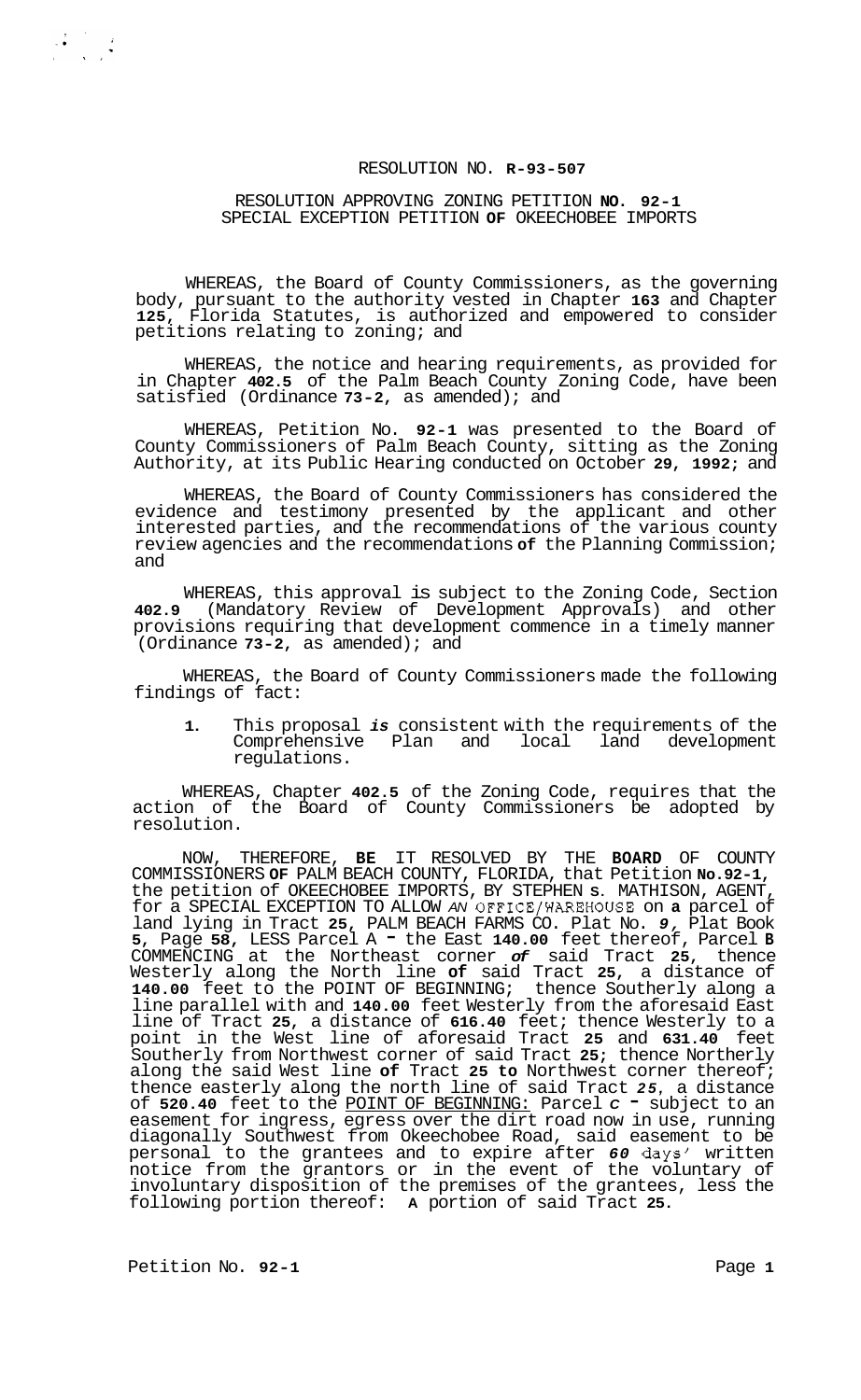RESOLUTION NO. R-93-507

RESOLUTION APPROVING ZONING PETITION NO. 92-1
SPECIAL EXCEPTION PETITION OF OKEECHOBEE IMPORTS

WHEREAS, the Board of County Commissioners, as the governing body, pursuant to the authority vested in Chapter 163 and Chapter 125, Florida Statutes, is authorized and empowered to consider petitions relating to zoning; and

WHEREAS, the notice and hearing requirements, as provided for in Chapter 402.5 of the Palm Beach County Zoning Code, have been satisfied (Ordinance 73-2, as amended); and

WHEREAS, Petition No. 92-1 was presented to the Board of County Commissioners of Palm Beach County, sitting as the Zoning Authority, at its Public Hearing conducted on October 29, 1992; and

WHEREAS, the Board of County Commissioners has considered the evidence and testimony presented by the applicant and other interested parties, and the recommendations of the various county review agencies and the recommendations of the Planning Commission; and

WHEREAS, this approval is subject to the Zoning Code, Section 402.9 (Mandatory Review of Development Approvals) and other provisions requiring that development commence in a timely manner (Ordinance 73-2, as amended); and

WHEREAS, the Board of County Commissioners made the following findings of fact:

1. This proposal *is* consistent with the requirements of the Comprehensive Plan and local land development regulations.

WHEREAS, Chapter 402.5 of the Zoning Code, requires that the action of the Board of County Commissioners be adopted by resolution.

NOW, THEREFORE, BE IT RESOLVED BY THE BOARD OF COUNTY COMMISSIONERS OF PALM BEACH COUNTY, FLORIDA, that Petition No.92-1, the petition of OKEECHOBEE IMPORTS, BY STEPHEN S. MATHISON, AGENT, for a SPECIAL EXCEPTION TO ALLOW AN OFFICE/WAREHOUSE on a parcel of land lying in Tract 25, PALM BEACH FARMS CO. Plat No. 9, Plat Book 5, Page 58, LESS Parcel A - the East 140.00 feet thereof, Parcel B COMMENCING at the Northeast corner of said Tract 25, thence Westerly along the North line of said Tract 25, a distance of 140.00 feet to the POINT OF BEGINNING; thence Southerly along a line parallel with and 140.00 feet Westerly from the aforesaid East line of Tract 25, a distance of 616.40 feet; thence Westerly to a point in the West line of aforesaid Tract 25 and 631.40 feet Southerly from Northwest corner of said Tract 25; thence Northerly along the said West line of Tract 25 to Northwest corner thereof; thence easterly along the north line of said Tract 25, a distance of 520.40 feet to the POINT OF BEGINNING: Parcel C - subject to an easement for ingress, egress over the dirt road now in use, running diagonally Southwest from Okeechobee Road, said easement to be personal to the grantees and to expire after 60 days' written notice from the grantors or in the event of the voluntary of involuntary disposition of the premises of the grantees, less the following portion thereof: A portion of said Tract 25.

Petition No. 92-1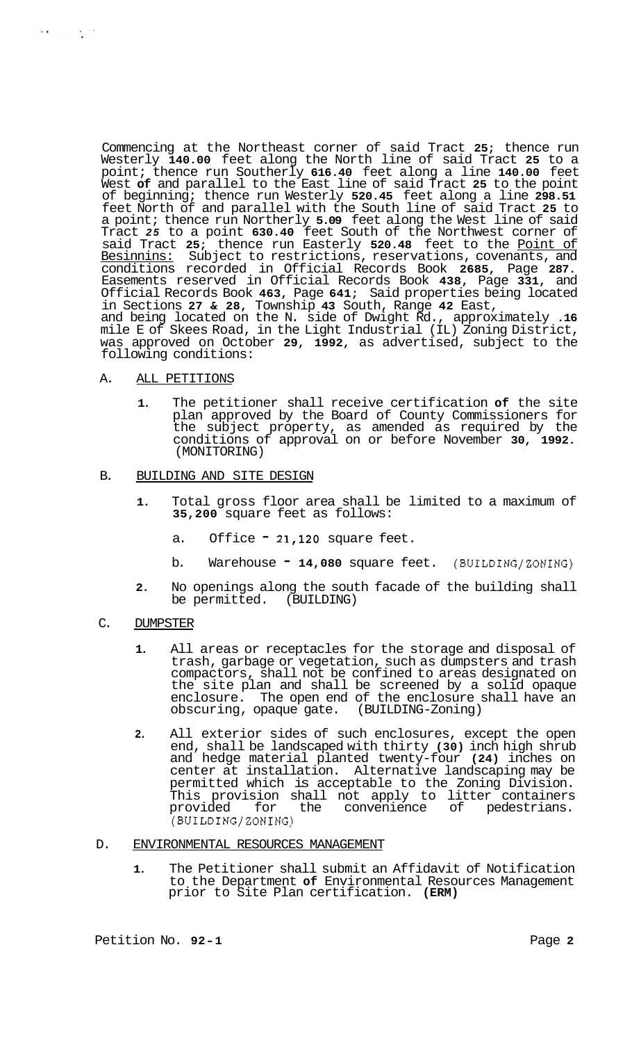Commencing at the Northeast corner of said Tract **25**; thence run Westerly **140.00** feet along the North line of said Tract **25** to a point; thence run Southerly **616.40** feet along a line **140.00** feet West **of** and parallel to the East line of said Tract **25** to the point of beginning; thence run Westerly **520.45** feet along a line **298.51** feet North of and parallel with the South line of said Tract **25** to a point; thence run Northerly **5.09** feet along the West line of said Tract *25* to a point **630.40** feet South of the Northwest corner of said Tract **25**; thence run Easterly **520.48** feet to the Point of Besinnins: Subject to restrictions, reservations, covenants, and conditions recorded in Official Records Book **2685**, Page **287.** Easements reserved in Official Records Book **438**, Page **331**, and Official Records Book **463**, Page **641**; Said properties being located in Sections **27 & 28**, Township **43** South, Range **42** East, and being located on the N. side of Dwight Rd., approximately .**16** mile E of Skees Road, in the Light Industrial (IL) Zoning District, was approved on October **29**, **1992**, as advertised, subject to the following conditions:

A. ALL PETITIONS

**1.** The petitioner shall receive certification **of** the site plan approved by the Board of County Commissioners for the subject property, as amended as required by the conditions of approval on or before November **30**, **1992**. (MONITORING)

B. BUILDING AND SITE DESIGN

**1.** Total gross floor area shall be limited to a maximum of **35,200** square feet as follows:

a. Office - 21,120 square feet.

b. Warehouse - **14,080** square feet. (BUILDING/ZONING)

**2.** No openings along the south facade of the building shall be permitted. (BUILDING)

C. DUMPSTER

**1.** All areas or receptacles for the storage and disposal of trash, garbage or vegetation, such as dumpsters and trash compactors, shall not be confined to areas designated on the site plan and shall be screened by a solid opaque enclosure. The open end of the enclosure shall have an obscuring, opaque gate. (BUILDING-Zoning)

**2.** All exterior sides of such enclosures, except the open end, shall be landscaped with thirty **(30)** inch high shrub and hedge material planted twenty-four **(24)** inches on center at installation. Alternative landscaping may be permitted which is acceptable to the Zoning Division. This provision shall not apply to litter containers provided for the convenience of pedestrians. (BUILDING/ZONING)

D. ENVIRONMENTAL RESOURCES MANAGEMENT

**1.** The Petitioner shall submit an Affidavit of Notification to the Department **of** Environmental Resources Management prior to Site Plan certification. **(ERM)**

Petition No. **92-1**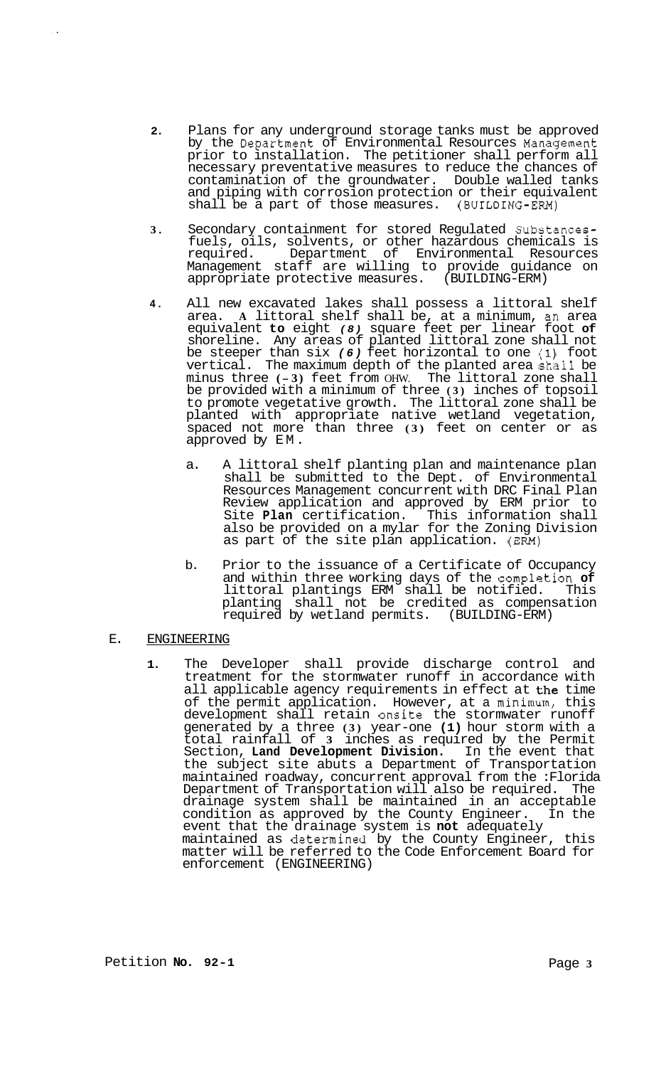2. Plans for any underground storage tanks must be approved by the Department of Environmental Resources Management prior to installation. The petitioner shall perform all necessary preventative measures to reduce the chances of contamination of the groundwater. Double walled tanks and piping with corrosion protection or their equivalent shall be a part of those measures. (BUILDING-ERM)

3. Secondary containment for stored Regulated Substances-fuels, oils, solvents, or other hazardous chemicals is required. Department of Environmental Resources Management staff are willing to provide guidance on appropriate protective measures. (BUILDING-ERM)

4. All new excavated lakes shall possess a littoral shelf area. A littoral shelf shall be, at a minimum, an area equivalent to eight *(8)* square feet per linear foot of shoreline. Any areas of planted littoral zone shall not be steeper than six *(6)* feet horizontal to one (1) foot vertical. The maximum depth of the planted area shall be minus three (-3) feet from OHW. The littoral zone shall be provided with a minimum of three (3) inches of topsoil to promote vegetative growth. The littoral zone shall be planted with appropriate native wetland vegetation, spaced not more than three (3) feet on center or as approved by EM.

   a. A littoral shelf planting plan and maintenance plan shall be submitted to the Dept. of Environmental Resources Management concurrent with DRC Final Plan Review application and approved by ERM prior to Site **Plan** certification. This information shall also be provided on a mylar for the Zoning Division as part of the site plan application. (ERM)

   b. Prior to the issuance of a Certificate of Occupancy and within three working days of the completion **of** littoral plantings ERM shall be notified. This planting shall not be credited as compensation required by wetland permits. (BUILDING-ERM)

E. ENGINEERING

1. The Developer shall provide discharge control and treatment for the stormwater runoff in accordance with all applicable agency requirements in effect at the time of the permit application. However, at a minimum, this development shall retain onsite the stormwater runoff generated by a three (3) year-one **(1)** hour storm with a total rainfall of 3 inches as required by the Permit Section, **Land Development Division.** In the event that the subject site abuts a Department of Transportation maintained roadway, concurrent approval from the :Florida Department of Transportation will also be required. The drainage system shall be maintained in an acceptable condition as approved by the County Engineer. In the event that the drainage system is **not** adequately maintained as determined by the County Engineer, this matter will be referred to the Code Enforcement Board for enforcement (ENGINEERING)

Petition **No. 92-1**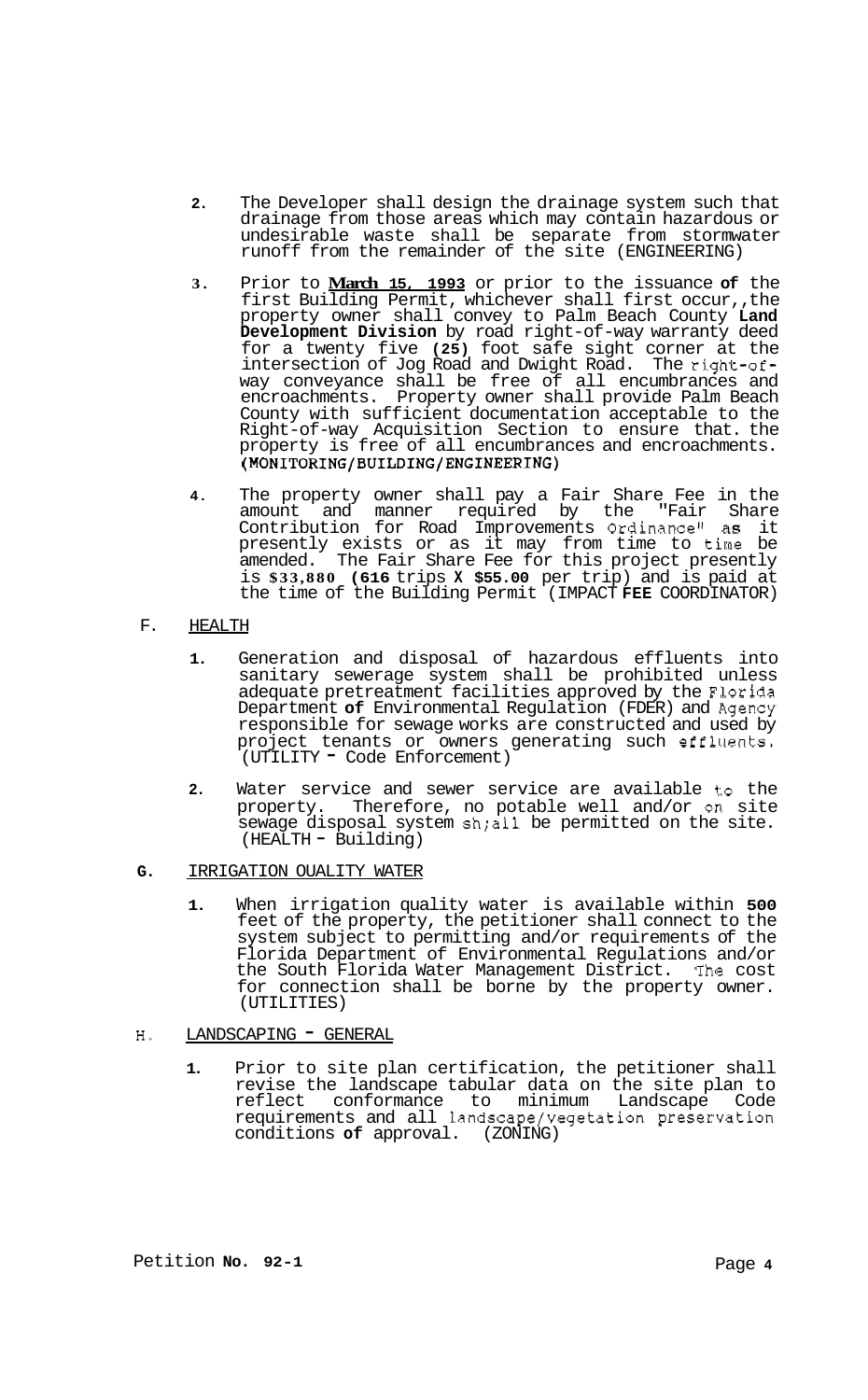2. The Developer shall design the drainage system such that drainage from those areas which may contain hazardous or undesirable waste shall be separate from stormwater runoff from the remainder of the site (ENGINEERING)

3. Prior to **March 15, 1993** or prior to the issuance **of** the first Building Permit, whichever shall first occur,,the property owner shall convey to Palm Beach County **Land Development Division** by road right-of-way warranty deed for a twenty five **(25)** foot safe sight corner at the intersection of Jog Road and Dwight Road. The right-of-way conveyance shall be free of all encumbrances and encroachments. Property owner shall provide Palm Beach County with sufficient documentation acceptable to the Right-of-way Acquisition Section to ensure that. the property is free of all encumbrances and encroachments. (MONITORING/BUILDING/ENGINEERING)

4. The property owner shall pay a Fair Share Fee in the amount and manner required by the "Fair Share Contribution for Road Improvements Ordinance" as it presently exists or as it may from time to time be amended. The Fair Share Fee for this project presently is **$33,880 (616** trips **X $55.00** per trip) and is paid at the time of the Building Permit (IMPACT **FEE** COORDINATOR)

F. HEALTH

1. Generation and disposal of hazardous effluents into sanitary sewerage system shall be prohibited unless adequate pretreatment facilities approved by the Florida Department **of** Environmental Regulation (FDER) and Agency responsible for sewage works are constructed and used by project tenants or owners generating such effluents. (UTILITY - Code Enforcement)

2. Water service and sewer service are available to the property. Therefore, no potable well and/or on site sewage disposal system sh;all be permitted on the site. (HEALTH - Building)

**G.** IRRIGATION OUALITY WATER

1. When irrigation quality water is available within **500** feet of the property, the petitioner shall connect to the system subject to permitting and/or requirements of the Florida Department of Environmental Regulations and/or the South Florida Water Management District. The cost for connection shall be borne by the property owner. (UTILITIES)

H. LANDSCAPING - GENERAL

1. Prior to site plan certification, the petitioner shall revise the landscape tabular data on the site plan to reflect conformance to minimum Landscape Code requirements and all landscape/vegetation preservation conditions **of** approval. (ZONING)

Petition **No. 92-1**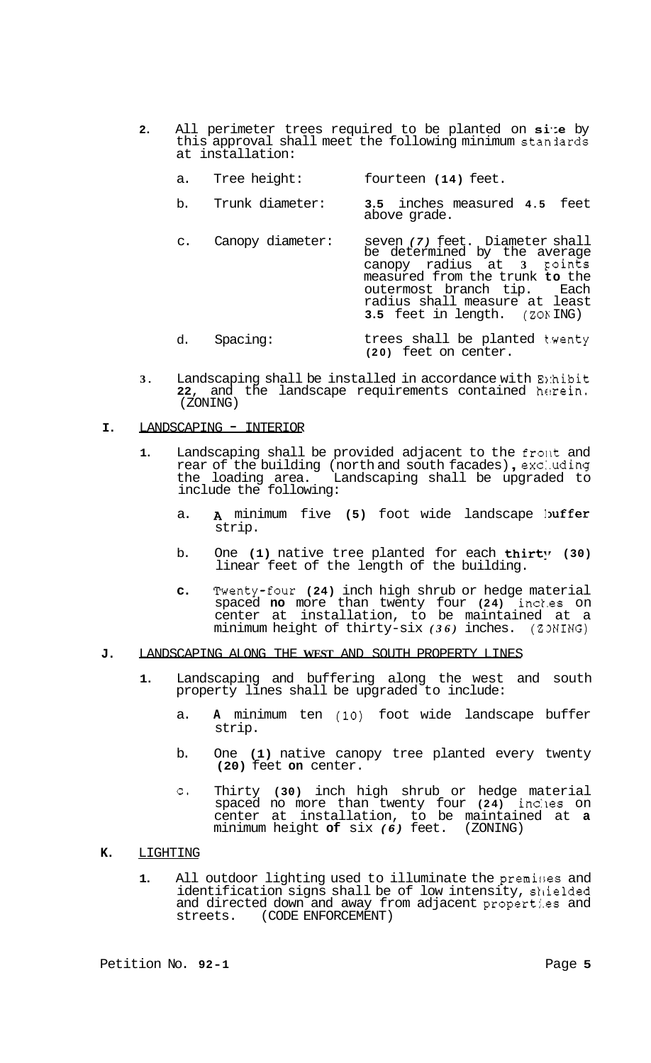2. All perimeter trees required to be planted on site by this approval shall meet the following minimum standards at installation:

   a. Tree height: fourteen (14) feet.

   b. Trunk diameter: 3.5 inches measured 4.5 feet above grade.

   c. Canopy diameter: seven (7) feet. Diameter shall be determined by the average canopy radius at 3 points measured from the trunk to the outermost branch tip. Each radius shall measure at least 3.5 feet in length. (ZONING)

   d. Spacing: trees shall be planted twenty (20) feet on center.

3. Landscaping shall be installed in accordance with Exhibit 22, and the landscape requirements contained herein. (ZONING)

## I. LANDSCAPING - INTERIOR

1. Landscaping shall be provided adjacent to the front and rear of the building (north and south facades), excluding the loading area. Landscaping shall be upgraded to include the following:

   a. A minimum five (5) foot wide landscape buffer strip.

   b. One (1) native tree planted for each thirty (30) linear feet of the length of the building.

   c. Twenty-four (24) inch high shrub or hedge material spaced no more than twenty four (24) inches on center at installation, to be maintained at a minimum height of thirty-six (36) inches. (ZONING)

## J. LANDSCAPING ALONG THE WEST AND SOUTH PROPERTY LINES

1. Landscaping and buffering along the west and south property lines shall be upgraded to include:

   a. A minimum ten (10) foot wide landscape buffer strip.

   b. One (1) native canopy tree planted every twenty (20) feet on center.

   c. Thirty (30) inch high shrub or hedge material spaced no more than twenty four (24) inches on center at installation, to be maintained at a minimum height of six (6) feet. (ZONING)

## K. LIGHTING

1. All outdoor lighting used to illuminate the premises and identification signs shall be of low intensity, shielded and directed down and away from adjacent properties and streets. (CODE ENFORCEMENT)

Petition No. 92-1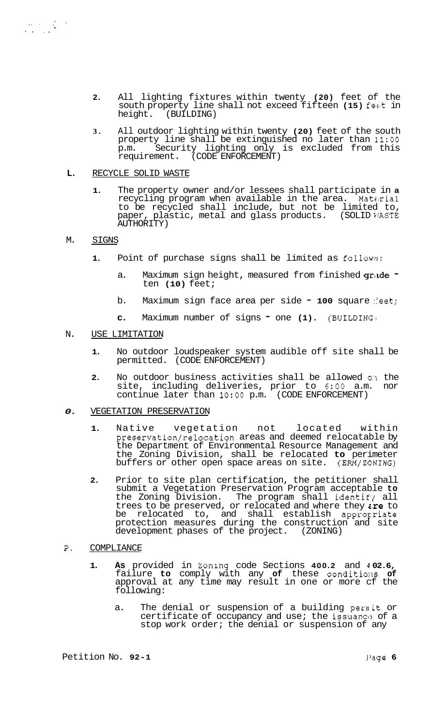2. All lighting fixtures within twenty (20) feet of the south property line shall not exceed fifteen (15) feet in height. (BUILDING)

3. All outdoor lighting within twenty (20) feet of the south property line shall be extinguished no later than 11:00 p.m. Security lighting only is excluded from this requirement. (CODE ENFORCEMENT)

**L.** RECYCLE SOLID WASTE

1. The property owner and/or lessees shall participate in a recycling program when available in the area. Material to be recycled shall include, but not be limited to, paper, plastic, metal and glass products. (SOLID WASTE AUTHORITY)

M. SIGNS

1. Point of purchase signs shall be limited as follows:

   a. Maximum sign height, measured from finished grade - ten (10) feet;

   b. Maximum sign face area per side - 100 square feet;

   c. Maximum number of signs - one (1). (BUILDING)

N. USE LIMITATION

1. No outdoor loudspeaker system audible off site shall be permitted. (CODE ENFORCEMENT)

2. No outdoor business activities shall be allowed on the site, including deliveries, prior to 6:00 a.m. nor continue later than 10:00 p.m. (CODE ENFORCEMENT)

*O.* VEGETATION PRESERVATION

1. Native vegetation not located within preservation/relocation areas and deemed relocatable by the Department of Environmental Resource Management and the Zoning Division, shall be relocated to perimeter buffers or other open space areas on site. (ERM/ZONING)

2. Prior to site plan certification, the petitioner shall submit a Vegetation Preservation Program acceptable to the Zoning Division. The program shall identify all trees to be preserved, or relocated and where they are to be relocated to, and shall establish appropriate protection measures during the construction and site development phases of the project. (ZONING)

P. COMPLIANCE

1. As provided in Zoning code Sections 400.2 and 402.6, failure to comply with any of these conditions of approval at any time may result in one or more of the following:

   a. The denial or suspension of a building permit or certificate of occupancy and use; the issuance of a stop work order; the denial or suspension of any

Petition No. 92-1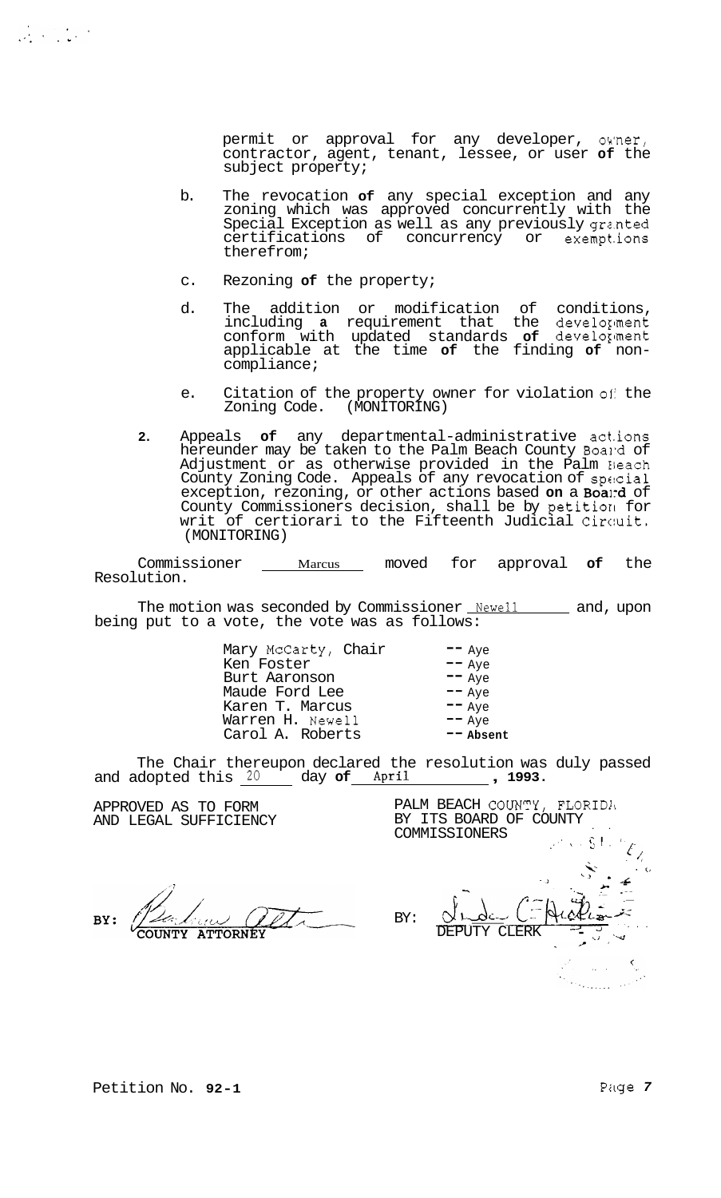permit or approval for any developer, owner, contractor, agent, tenant, lessee, or user **of** the subject property;

b. The revocation **of** any special exception and any zoning which was approved concurrently with the Special Exception as well as any previously granted certifications of concurrency or exemptions therefrom;

c. Rezoning **of** the property;

d. The addition or modification of conditions, including **a** requirement that the development conform with updated standards **of** development applicable at the time **of** the finding **of** non-compliance;

e. Citation of the property owner for violation of the Zoning Code. (MONITORING)

**2.** Appeals **of** any departmental-administrative actions hereunder may be taken to the Palm Beach County Board of Adjustment or as otherwise provided in the Palm Beach County Zoning Code. Appeals of any revocation of special exception, rezoning, or other actions based **on** a **Board** of County Commissioners decision, shall be by petition for writ of certiorari to the Fifteenth Judicial Circuit. (MONITORING)

Commissioner Marcus moved for approval **of** the Resolution.

The motion was seconded by Commissioner Newell and, upon being put to a vote, the vote was as follows:

| | |
|---|---|
| Mary McCarty, Chair | -- Aye |
| Ken Foster | -- Aye |
| Burt Aaronson | -- Aye |
| Maude Ford Lee | -- Aye |
| Karen T. Marcus | -- Aye |
| Warren H. Newell | -- Aye |
| Carol A. Roberts | -- **Absent** |

The Chair thereupon declared the resolution was duly passed and adopted this 20 day **of** April **, 1993.**

APPROVED AS TO FORM AND LEGAL SUFFICIENCY

**BY:** ______________ **COUNTY ATTORNEY**

PALM BEACH COUNTY, FLORIDA BY ITS BOARD OF COUNTY COMMISSIONERS

BY: ______________ DEPUTY CLERK

Petition No. **92-1**